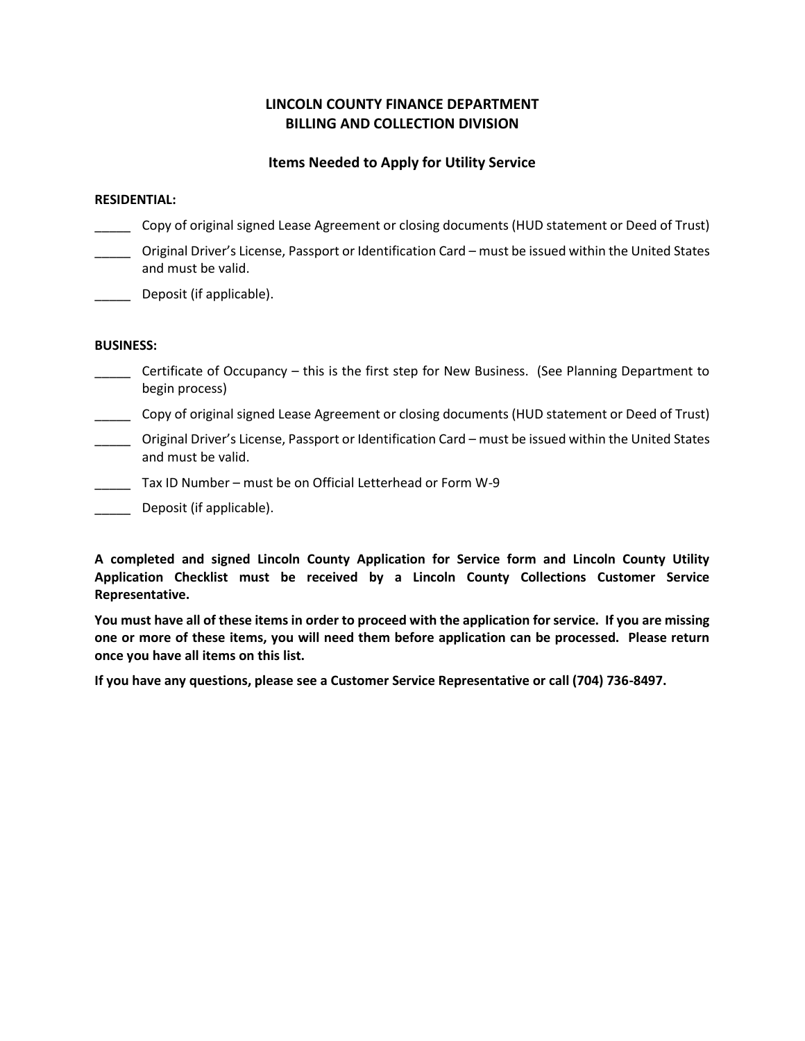# LINCOLN COUNTY FINANCE DEPARTMENT
# BILLING AND COLLECTION DIVISION

## Items Needed to Apply for Utility Service

**RESIDENTIAL:**

_____ Copy of original signed Lease Agreement or closing documents (HUD statement or Deed of Trust)

_____ Original Driver's License, Passport or Identification Card – must be issued within the United States and must be valid.

_____ Deposit (if applicable).

**BUSINESS:**

_____ Certificate of Occupancy – this is the first step for New Business. (See Planning Department to begin process)

_____ Copy of original signed Lease Agreement or closing documents (HUD statement or Deed of Trust)

_____ Original Driver's License, Passport or Identification Card – must be issued within the United States and must be valid.

_____ Tax ID Number – must be on Official Letterhead or Form W-9

_____ Deposit (if applicable).

**A completed and signed Lincoln County Application for Service form and Lincoln County Utility Application Checklist must be received by a Lincoln County Collections Customer Service Representative.**

**You must have all of these items in order to proceed with the application for service. If you are missing one or more of these items, you will need them before application can be processed. Please return once you have all items on this list.**

**If you have any questions, please see a Customer Service Representative or call (704) 736-8497.**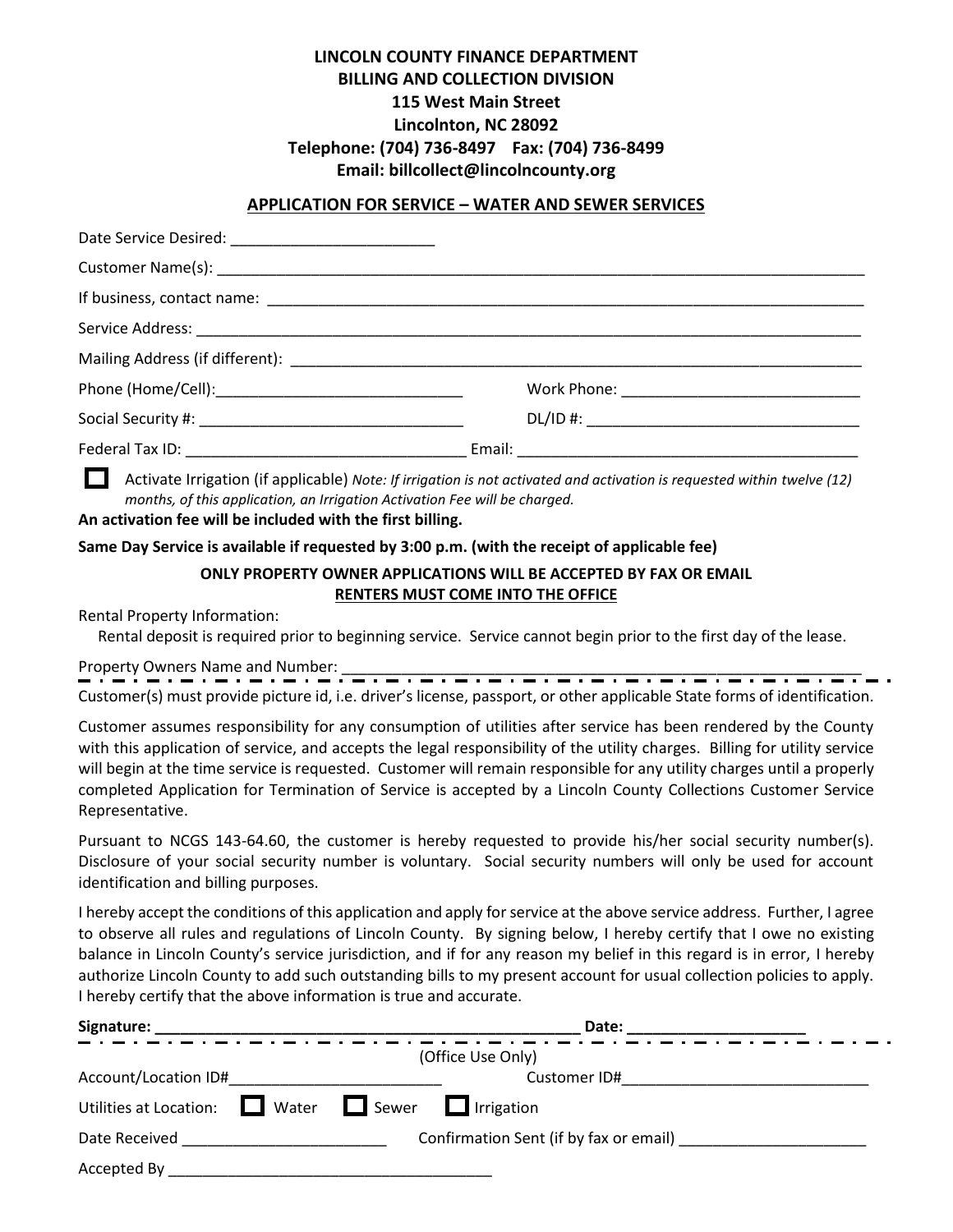**LINCOLN COUNTY FINANCE DEPARTMENT**
**BILLING AND COLLECTION DIVISION**
**115 West Main Street**
**Lincolnton, NC 28092**
**Telephone: (704) 736-8497 Fax: (704) 736-8499**
**Email: billcollect@lincolncounty.org**

## APPLICATION FOR SERVICE – WATER AND SEWER SERVICES

Date Service Desired: ________________________

Customer Name(s): ________________________________________________________________________________

If business, contact name: ___________________________________________________________________________

Service Address: ___________________________________________________________________________________

Mailing Address (if different): _______________________________________________________________________

Phone (Home/Cell):_____________________________ Work Phone: ____________________________

Social Security #: _______________________________ DL/ID #: ________________________________

Federal Tax ID: _________________________________ Email: ________________________________________

☐ Activate Irrigation (if applicable) *Note: If irrigation is not activated and activation is requested within twelve (12) months, of this application, an Irrigation Activation Fee will be charged.*

**An activation fee will be included with the first billing.**

**Same Day Service is available if requested by 3:00 p.m. (with the receipt of applicable fee)**

**ONLY PROPERTY OWNER APPLICATIONS WILL BE ACCEPTED BY FAX OR EMAIL**
**RENTERS MUST COME INTO THE OFFICE**

Rental Property Information:

Rental deposit is required prior to beginning service. Service cannot begin prior to the first day of the lease.

Property Owners Name and Number: ___________________________________________________________

---

Customer(s) must provide picture id, i.e. driver's license, passport, or other applicable State forms of identification.

Customer assumes responsibility for any consumption of utilities after service has been rendered by the County with this application of service, and accepts the legal responsibility of the utility charges. Billing for utility service will begin at the time service is requested. Customer will remain responsible for any utility charges until a properly completed Application for Termination of Service is accepted by a Lincoln County Collections Customer Service Representative.

Pursuant to NCGS 143-64.60, the customer is hereby requested to provide his/her social security number(s). Disclosure of your social security number is voluntary. Social security numbers will only be used for account identification and billing purposes.

I hereby accept the conditions of this application and apply for service at the above service address. Further, I agree to observe all rules and regulations of Lincoln County. By signing below, I hereby certify that I owe no existing balance in Lincoln County's service jurisdiction, and if for any reason my belief in this regard is in error, I hereby authorize Lincoln County to add such outstanding bills to my present account for usual collection policies to apply. I hereby certify that the above information is true and accurate.

**Signature: _________________________________________________ Date: ____________________**

---

(Office Use Only)

Account/Location ID#________________________ Customer ID#____________________________

Utilities at Location: ☐ Water ☐ Sewer ☐ Irrigation

Date Received _______________________ Confirmation Sent (if by fax or email) ______________________

Accepted By _____________________________________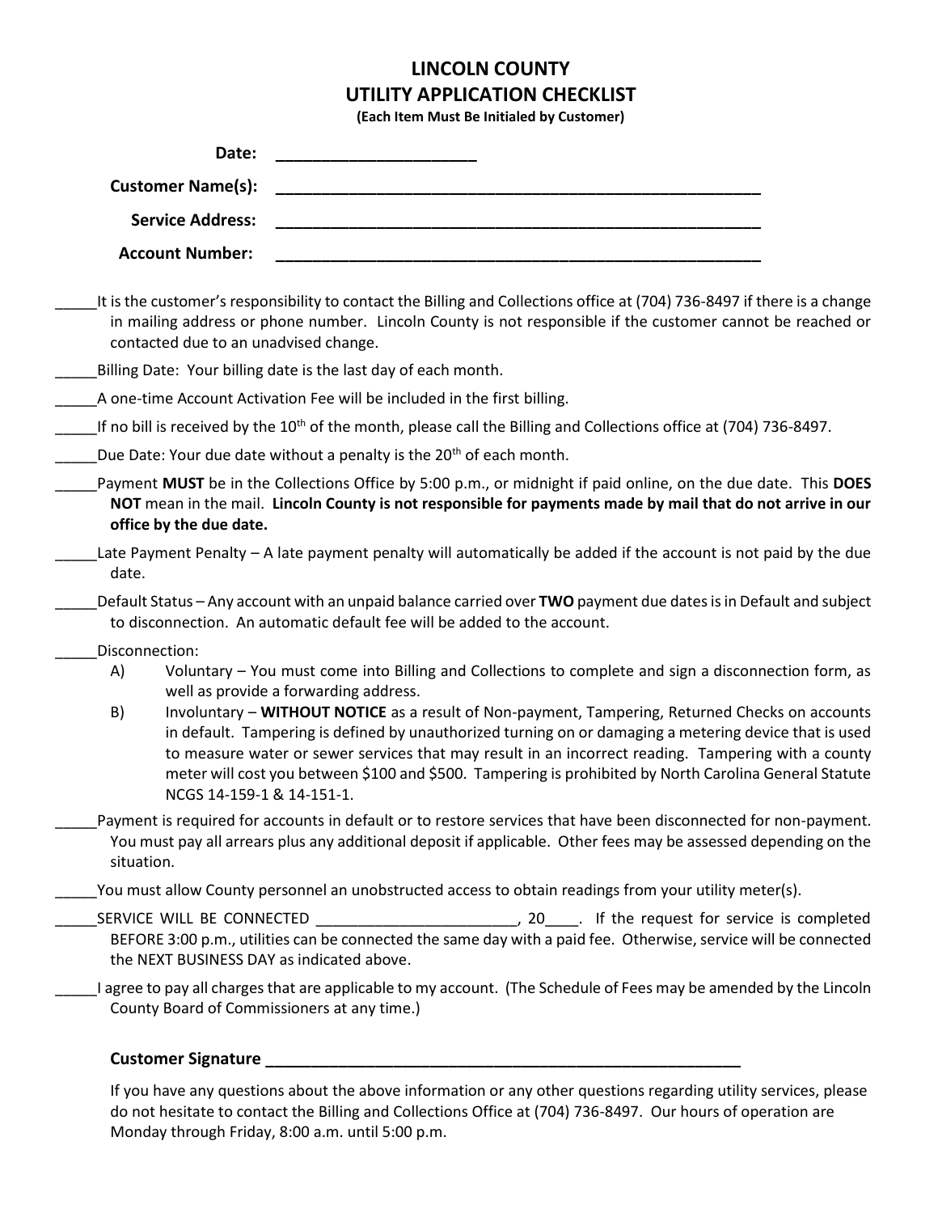# LINCOLN COUNTY
# UTILITY APPLICATION CHECKLIST

**(Each Item Must Be Initialed by Customer)**

**Date:** ______________________

**Customer Name(s):** ________________________________________________________

**Service Address:** ________________________________________________________

**Account Number:** ________________________________________________________

_____It is the customer's responsibility to contact the Billing and Collections office at (704) 736-8497 if there is a change in mailing address or phone number. Lincoln County is not responsible if the customer cannot be reached or contacted due to an unadvised change.

_____Billing Date: Your billing date is the last day of each month.

_____A one-time Account Activation Fee will be included in the first billing.

_____If no bill is received by the 10th of the month, please call the Billing and Collections office at (704) 736-8497.

_____Due Date: Your due date without a penalty is the 20th of each month.

_____Payment **MUST** be in the Collections Office by 5:00 p.m., or midnight if paid online, on the due date. This **DOES NOT** mean in the mail. **Lincoln County is not responsible for payments made by mail that do not arrive in our office by the due date.**

_____Late Payment Penalty – A late payment penalty will automatically be added if the account is not paid by the due date.

_____Default Status – Any account with an unpaid balance carried over **TWO** payment due dates is in Default and subject to disconnection. An automatic default fee will be added to the account.

_____Disconnection:

A) Voluntary – You must come into Billing and Collections to complete and sign a disconnection form, as well as provide a forwarding address.

B) Involuntary – **WITHOUT NOTICE** as a result of Non-payment, Tampering, Returned Checks on accounts in default. Tampering is defined by unauthorized turning on or damaging a metering device that is used to measure water or sewer services that may result in an incorrect reading. Tampering with a county meter will cost you between $100 and $500. Tampering is prohibited by North Carolina General Statute NCGS 14-159-1 & 14-151-1.

_____Payment is required for accounts in default or to restore services that have been disconnected for non-payment. You must pay all arrears plus any additional deposit if applicable. Other fees may be assessed depending on the situation.

_____You must allow County personnel an unobstructed access to obtain readings from your utility meter(s).

_____SERVICE WILL BE CONNECTED ________________________, 20____. If the request for service is completed BEFORE 3:00 p.m., utilities can be connected the same day with a paid fee. Otherwise, service will be connected the NEXT BUSINESS DAY as indicated above.

_____I agree to pay all charges that are applicable to my account. (The Schedule of Fees may be amended by the Lincoln County Board of Commissioners at any time.)

**Customer Signature** ________________________________________________________

If you have any questions about the above information or any other questions regarding utility services, please do not hesitate to contact the Billing and Collections Office at (704) 736-8497. Our hours of operation are Monday through Friday, 8:00 a.m. until 5:00 p.m.